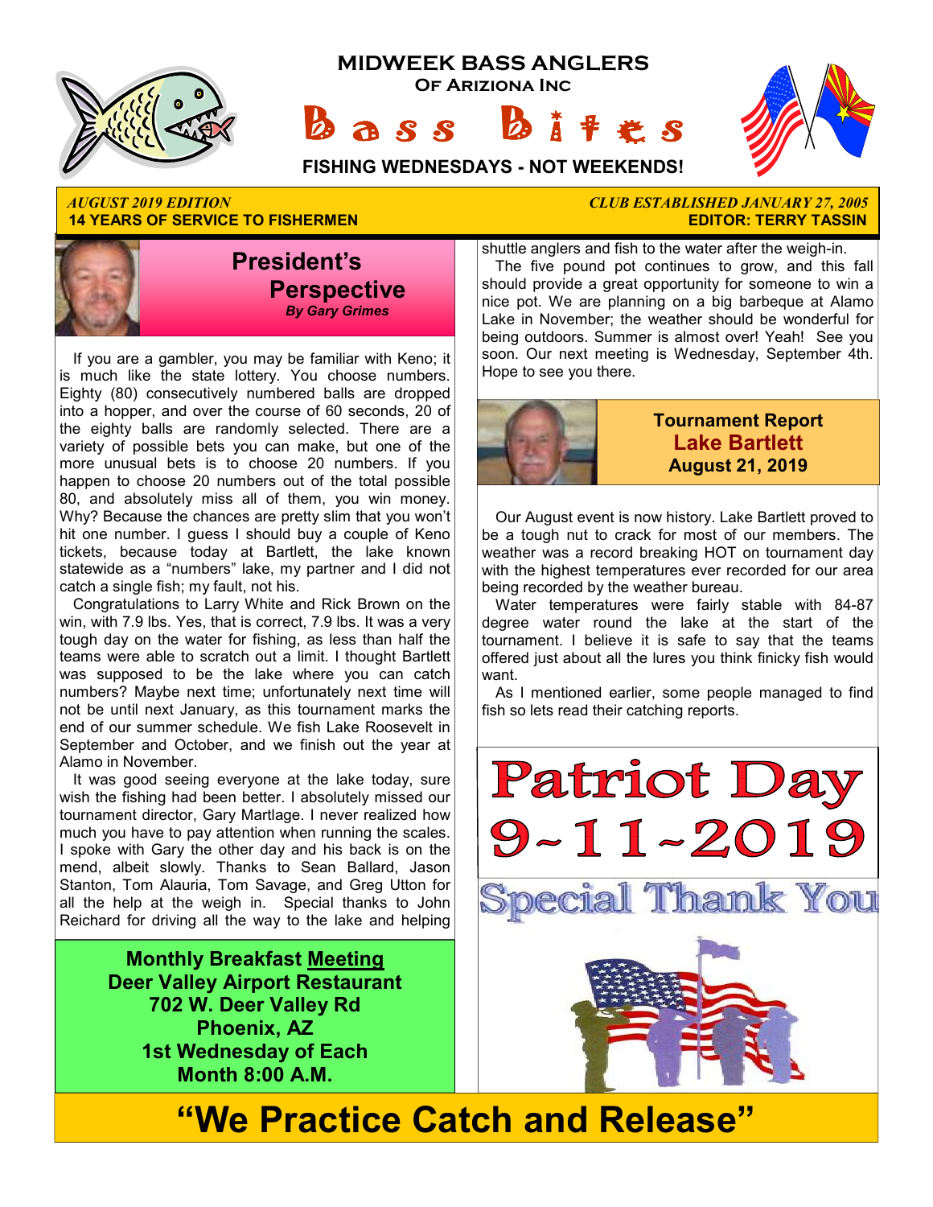# MIDWEEK BASS ANGLERS

## Of Arizona Inc

# Bass Bites

**FISHING WEDNESDAYS - NOT WEEKENDS!**

*AUGUST 2019 EDITION*
**14 YEARS OF SERVICE TO FISHERMEN**

*CLUB ESTABLISHED JANUARY 27, 2005*
**EDITOR: TERRY TASSIN**

## President's Perspective

***By Gary Grimes***

If you are a gambler, you may be familiar with Keno; it is much like the state lottery. You choose numbers. Eighty (80) consecutively numbered balls are dropped into a hopper, and over the course of 60 seconds, 20 of the eighty balls are randomly selected. There are a variety of possible bets you can make, but one of the more unusual bets is to choose 20 numbers. If you happen to choose 20 numbers out of the total possible 80, and absolutely miss all of them, you win money. Why? Because the chances are pretty slim that you won't hit one number. I guess I should buy a couple of Keno tickets, because today at Bartlett, the lake known statewide as a "numbers" lake, my partner and I did not catch a single fish; my fault, not his.

Congratulations to Larry White and Rick Brown on the win, with 7.9 lbs. Yes, that is correct, 7.9 lbs. It was a very tough day on the water for fishing, as less than half the teams were able to scratch out a limit. I thought Bartlett was supposed to be the lake where you can catch numbers? Maybe next time; unfortunately next time will not be until next January, as this tournament marks the end of our summer schedule. We fish Lake Roosevelt in September and October, and we finish out the year at Alamo in November.

It was good seeing everyone at the lake today, sure wish the fishing had been better. I absolutely missed our tournament director, Gary Martlage. I never realized how much you have to pay attention when running the scales. I spoke with Gary the other day and his back is on the mend, albeit slowly. Thanks to Sean Ballard, Jason Stanton, Tom Alauria, Tom Savage, and Greg Utton for all the help at the weigh in. Special thanks to John Reichard for driving all the way to the lake and helping shuttle anglers and fish to the water after the weigh-in.

The five pound pot continues to grow, and this fall should provide a great opportunity for someone to win a nice pot. We are planning on a big barbeque at Alamo Lake in November; the weather should be wonderful for being outdoors. Summer is almost over! Yeah! See you soon. Our next meeting is Wednesday, September 4th. Hope to see you there.

**Monthly Breakfast Meeting**
**Deer Valley Airport Restaurant**
**702 W. Deer Valley Rd**
**Phoenix, AZ**
**1st Wednesday of Each Month 8:00 A.M.**

## Tournament Report
## Lake Bartlett
### August 21, 2019

Our August event is now history. Lake Bartlett proved to be a tough nut to crack for most of our members. The weather was a record breaking HOT on tournament day with the highest temperatures ever recorded for our area being recorded by the weather bureau.

Water temperatures were fairly stable with 84-87 degree water round the lake at the start of the tournament. I believe it is safe to say that the teams offered just about all the lures you think finicky fish would want.

As I mentioned earlier, some people managed to find fish so lets read their catching reports.

**Patriot Day**
**9-11-2019**
**Special Thank You**

# "We Practice Catch and Release"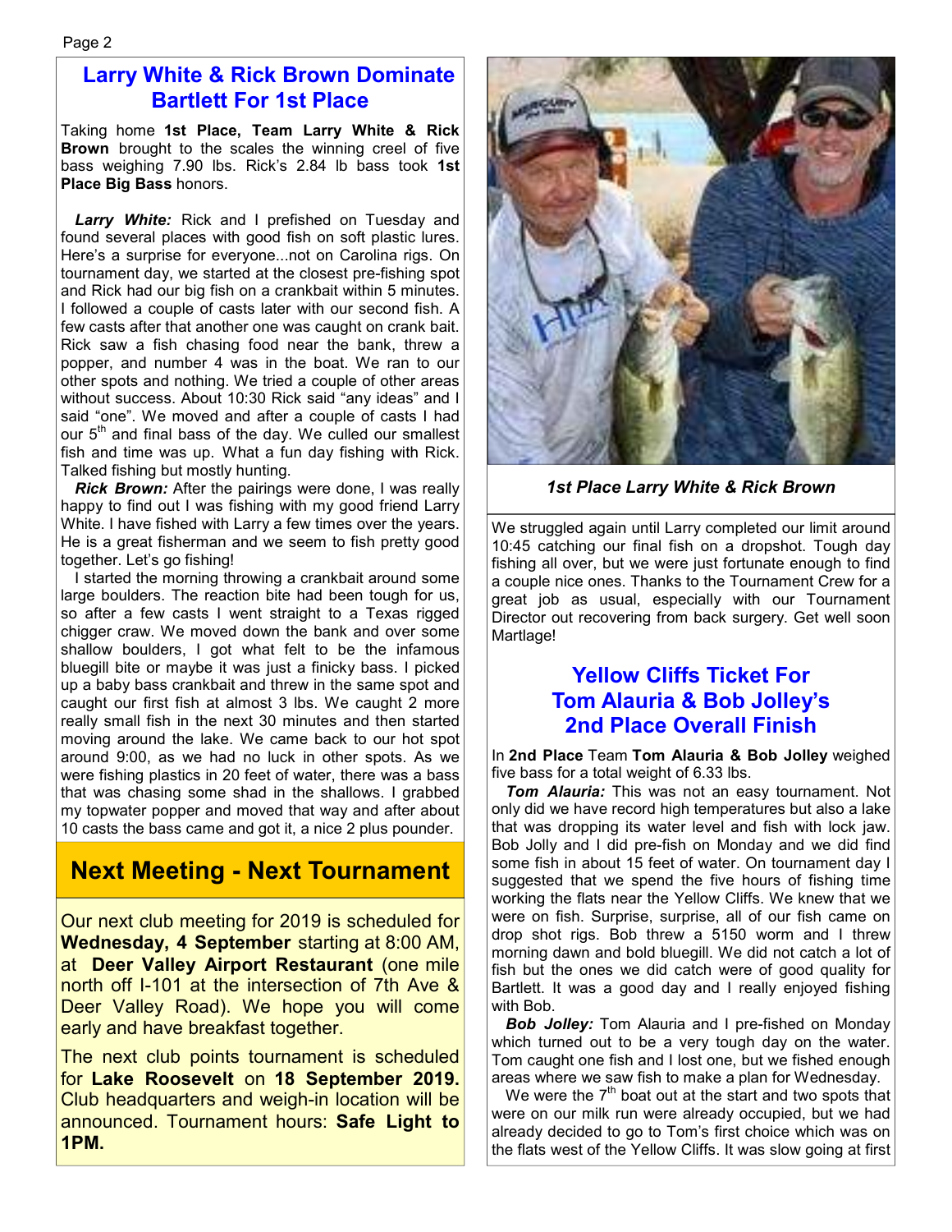## Larry White & Rick Brown Dominate Bartlett For 1st Place

Taking home **1st Place, Team Larry White & Rick Brown** brought to the scales the winning creel of five bass weighing 7.90 lbs. Rick's 2.84 lb bass took **1st Place Big Bass** honors.

***Larry White:*** Rick and I prefished on Tuesday and found several places with good fish on soft plastic lures. Here's a surprise for everyone...not on Carolina rigs. On tournament day, we started at the closest pre-fishing spot and Rick had our big fish on a crankbait within 5 minutes. I followed a couple of casts later with our second fish. A few casts after that another one was caught on crank bait. Rick saw a fish chasing food near the bank, threw a popper, and number 4 was in the boat. We ran to our other spots and nothing. We tried a couple of other areas without success. About 10:30 Rick said "any ideas" and I said "one". We moved and after a couple of casts I had our 5th and final bass of the day. We culled our smallest fish and time was up. What a fun day fishing with Rick. Talked fishing but mostly hunting.

***Rick Brown:*** After the pairings were done, I was really happy to find out I was fishing with my good friend Larry White. I have fished with Larry a few times over the years. He is a great fisherman and we seem to fish pretty good together. Let's go fishing!

I started the morning throwing a crankbait around some large boulders. The reaction bite had been tough for us, so after a few casts I went straight to a Texas rigged chigger craw. We moved down the bank and over some shallow boulders, I got what felt to be the infamous bluegill bite or maybe it was just a finicky bass. I picked up a baby bass crankbait and threw in the same spot and caught our first fish at almost 3 lbs. We caught 2 more really small fish in the next 30 minutes and then started moving around the lake. We came back to our hot spot around 9:00, as we had no luck in other spots. As we were fishing plastics in 20 feet of water, there was a bass that was chasing some shad in the shallows. I grabbed my topwater popper and moved that way and after about 10 casts the bass came and got it, a nice 2 plus pounder.

*1st Place Larry White & Rick Brown*

We struggled again until Larry completed our limit around 10:45 catching our final fish on a dropshot. Tough day fishing all over, but we were just fortunate enough to find a couple nice ones. Thanks to the Tournament Crew for a great job as usual, especially with our Tournament Director out recovering from back surgery. Get well soon Martlage!

## Next Meeting - Next Tournament

Our next club meeting for 2019 is scheduled for **Wednesday, 4 September** starting at 8:00 AM, at **Deer Valley Airport Restaurant** (one mile north off I-101 at the intersection of 7th Ave & Deer Valley Road). We hope you will come early and have breakfast together.

The next club points tournament is scheduled for **Lake Roosevelt** on **18 September 2019.** Club headquarters and weigh-in location will be announced. Tournament hours: **Safe Light to 1PM.**

## Yellow Cliffs Ticket For Tom Alauria & Bob Jolley's 2nd Place Overall Finish

In **2nd Place** Team **Tom Alauria & Bob Jolley** weighed five bass for a total weight of 6.33 lbs.

***Tom Alauria:*** This was not an easy tournament. Not only did we have record high temperatures but also a lake that was dropping its water level and fish with lock jaw. Bob Jolly and I did pre-fish on Monday and we did find some fish in about 15 feet of water. On tournament day I suggested that we spend the five hours of fishing time working the flats near the Yellow Cliffs. We knew that we were on fish. Surprise, surprise, all of our fish came on drop shot rigs. Bob threw a 5150 worm and I threw morning dawn and bold bluegill. We did not catch a lot of fish but the ones we did catch were of good quality for Bartlett. It was a good day and I really enjoyed fishing with Bob.

***Bob Jolley:*** Tom Alauria and I pre-fished on Monday which turned out to be a very tough day on the water. Tom caught one fish and I lost one, but we fished enough areas where we saw fish to make a plan for Wednesday.

We were the 7th boat out at the start and two spots that were on our milk run were already occupied, but we had already decided to go to Tom's first choice which was on the flats west of the Yellow Cliffs. It was slow going at first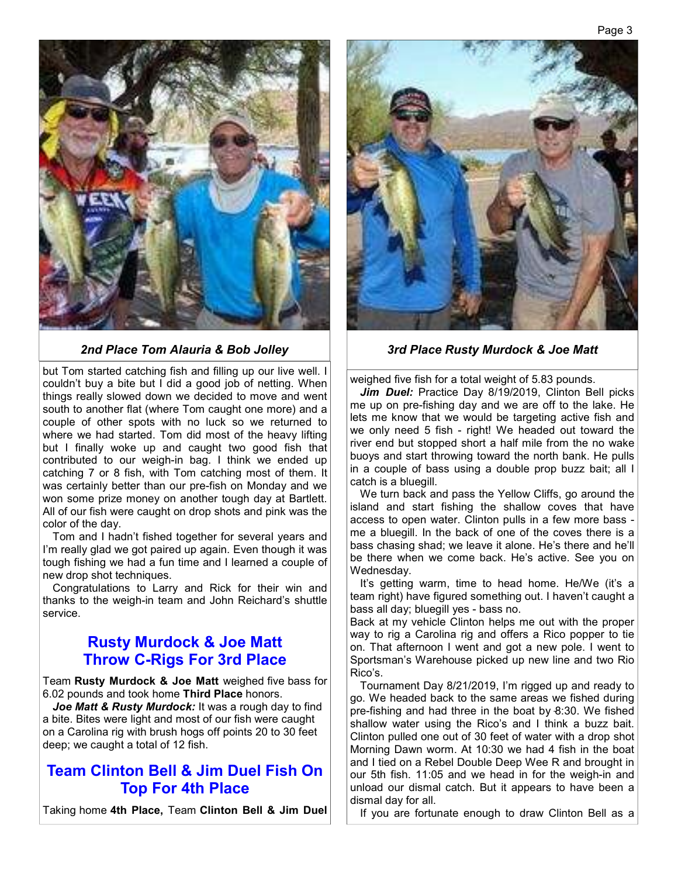*2nd Place Tom Alauria & Bob Jolley*

but Tom started catching fish and filling up our live well. I couldn't buy a bite but I did a good job of netting. When things really slowed down we decided to move and went south to another flat (where Tom caught one more) and a couple of other spots with no luck so we returned to where we had started. Tom did most of the heavy lifting but I finally woke up and caught two good fish that contributed to our weigh-in bag. I think we ended up catching 7 or 8 fish, with Tom catching most of them. It was certainly better than our pre-fish on Monday and we won some prize money on another tough day at Bartlett. All of our fish were caught on drop shots and pink was the color of the day.

Tom and I hadn't fished together for several years and I'm really glad we got paired up again. Even though it was tough fishing we had a fun time and I learned a couple of new drop shot techniques.

Congratulations to Larry and Rick for their win and thanks to the weigh-in team and John Reichard's shuttle service.

## Rusty Murdock & Joe Matt Throw C-Rigs For 3rd Place

Team **Rusty Murdock & Joe Matt** weighed five bass for 6.02 pounds and took home **Third Place** honors.

***Joe Matt & Rusty Murdock:*** It was a rough day to find a bite. Bites were light and most of our fish were caught on a Carolina rig with brush hogs off points 20 to 30 feet deep; we caught a total of 12 fish.

## Team Clinton Bell & Jim Duel Fish On Top For 4th Place

Taking home **4th Place,** Team **Clinton Bell & Jim Duel**

*3rd Place Rusty Murdock & Joe Matt*

weighed five fish for a total weight of 5.83 pounds.

***Jim Duel:*** Practice Day 8/19/2019, Clinton Bell picks me up on pre-fishing day and we are off to the lake. He lets me know that we would be targeting active fish and we only need 5 fish - right! We headed out toward the river end but stopped short a half mile from the no wake buoys and start throwing toward the north bank. He pulls in a couple of bass using a double prop buzz bait; all I catch is a bluegill.

We turn back and pass the Yellow Cliffs, go around the island and start fishing the shallow coves that have access to open water. Clinton pulls in a few more bass - me a bluegill. In the back of one of the coves there is a bass chasing shad; we leave it alone. He's there and he'll be there when we come back. He's active. See you on Wednesday.

It's getting warm, time to head home. He/We (it's a team right) have figured something out. I haven't caught a bass all day; bluegill yes - bass no.

Back at my vehicle Clinton helps me out with the proper way to rig a Carolina rig and offers a Rico popper to tie on. That afternoon I went and got a new pole. I went to Sportsman's Warehouse picked up new line and two Rio Rico's.

Tournament Day 8/21/2019, I'm rigged up and ready to go. We headed back to the same areas we fished during pre-fishing and had three in the boat by 8:30. We fished shallow water using the Rico's and I think a buzz bait. Clinton pulled one out of 30 feet of water with a drop shot Morning Dawn worm. At 10:30 we had 4 fish in the boat and I tied on a Rebel Double Deep Wee R and brought in our 5th fish. 11:05 and we head in for the weigh-in and unload our dismal catch. But it appears to have been a dismal day for all.

If you are fortunate enough to draw Clinton Bell as a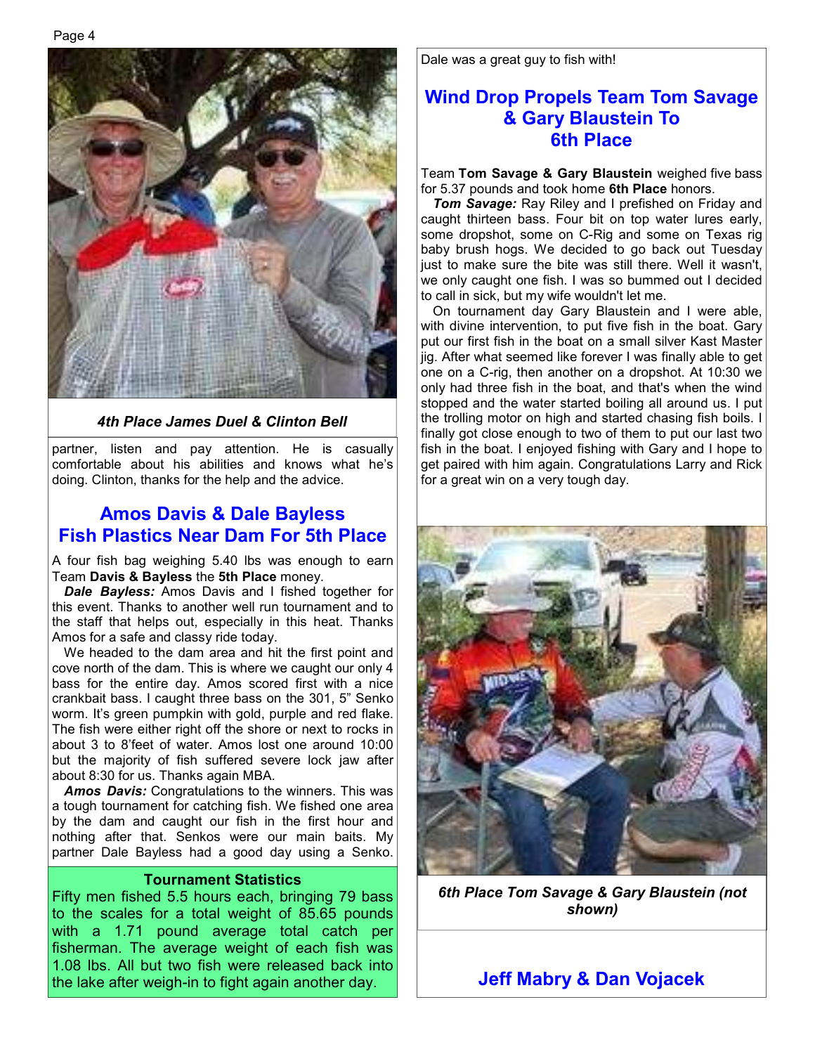*4th Place James Duel & Clinton Bell*

partner, listen and pay attention. He is casually comfortable about his abilities and knows what he's doing. Clinton, thanks for the help and the advice.

## Amos Davis & Dale Bayless Fish Plastics Near Dam For 5th Place

A four fish bag weighing 5.40 lbs was enough to earn Team **Davis & Bayless** the **5th Place** money.

***Dale Bayless:*** Amos Davis and I fished together for this event. Thanks to another well run tournament and to the staff that helps out, especially in this heat. Thanks Amos for a safe and classy ride today.

We headed to the dam area and hit the first point and cove north of the dam. This is where we caught our only 4 bass for the entire day. Amos scored first with a nice crankbait bass. I caught three bass on the 301, 5" Senko worm. It's green pumpkin with gold, purple and red flake. The fish were either right off the shore or next to rocks in about 3 to 8'feet of water. Amos lost one around 10:00 but the majority of fish suffered severe lock jaw after about 8:30 for us. Thanks again MBA.

***Amos Davis:*** Congratulations to the winners. This was a tough tournament for catching fish. We fished one area by the dam and caught our fish in the first hour and nothing after that. Senkos were our main baits. My partner Dale Bayless had a good day using a Senko.

**Tournament Statistics**

Fifty men fished 5.5 hours each, bringing 79 bass to the scales for a total weight of 85.65 pounds with a 1.71 pound average total catch per fisherman. The average weight of each fish was 1.08 lbs. All but two fish were released back into the lake after weigh-in to fight again another day.

Dale was a great guy to fish with!

## Wind Drop Propels Team Tom Savage & Gary Blaustein To 6th Place

Team **Tom Savage & Gary Blaustein** weighed five bass for 5.37 pounds and took home **6th Place** honors.

***Tom Savage:*** Ray Riley and I prefished on Friday and caught thirteen bass. Four bit on top water lures early, some dropshot, some on C-Rig and some on Texas rig baby brush hogs. We decided to go back out Tuesday just to make sure the bite was still there. Well it wasn't, we only caught one fish. I was so bummed out I decided to call in sick, but my wife wouldn't let me.

On tournament day Gary Blaustein and I were able, with divine intervention, to put five fish in the boat. Gary put our first fish in the boat on a small silver Kast Master jig. After what seemed like forever I was finally able to get one on a C-rig, then another on a dropshot. At 10:30 we only had three fish in the boat, and that's when the wind stopped and the water started boiling all around us. I put the trolling motor on high and started chasing fish boils. I finally got close enough to two of them to put our last two fish in the boat. I enjoyed fishing with Gary and I hope to get paired with him again. Congratulations Larry and Rick for a great win on a very tough day.

*6th Place Tom Savage & Gary Blaustein (not shown)*

## Jeff Mabry & Dan Vojacek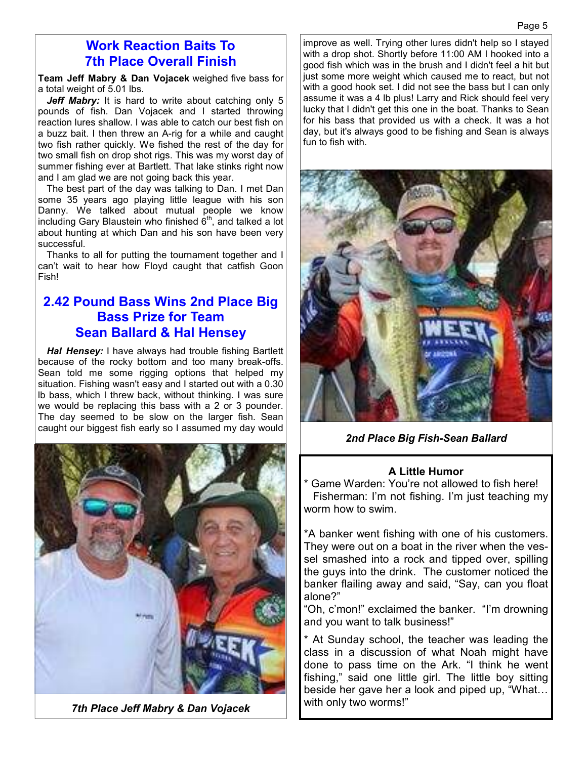## Work Reaction Baits To 7th Place Overall Finish

**Team Jeff Mabry & Dan Vojacek** weighed five bass for a total weight of 5.01 lbs.

***Jeff Mabry:*** It is hard to write about catching only 5 pounds of fish. Dan Vojacek and I started throwing reaction lures shallow. I was able to catch our best fish on a buzz bait. I then threw an A-rig for a while and caught two fish rather quickly. We fished the rest of the day for two small fish on drop shot rigs. This was my worst day of summer fishing ever at Bartlett. That lake stinks right now and I am glad we are not going back this year.

The best part of the day was talking to Dan. I met Dan some 35 years ago playing little league with his son Danny. We talked about mutual people we know including Gary Blaustein who finished 6th, and talked a lot about hunting at which Dan and his son have been very successful.

Thanks to all for putting the tournament together and I can't wait to hear how Floyd caught that catfish Goon Fish!

*7th Place Jeff Mabry & Dan Vojacek*

## 2.42 Pound Bass Wins 2nd Place Big Bass Prize for Team Sean Ballard & Hal Hensey

***Hal Hensey:*** I have always had trouble fishing Bartlett because of the rocky bottom and too many break-offs. Sean told me some rigging options that helped my situation. Fishing wasn't easy and I started out with a 0.30 lb bass, which I threw back, without thinking. I was sure we would be replacing this bass with a 2 or 3 pounder. The day seemed to be slow on the larger fish. Sean caught our biggest fish early so I assumed my day would improve as well. Trying other lures didn't help so I stayed with a drop shot. Shortly before 11:00 AM I hooked into a good fish which was in the brush and I didn't feel a hit but just some more weight which caused me to react, but not with a good hook set. I did not see the bass but I can only assume it was a 4 lb plus! Larry and Rick should feel very lucky that I didn't get this one in the boat. Thanks to Sean for his bass that provided us with a check. It was a hot day, but it's always good to be fishing and Sean is always fun to fish with.

*2nd Place Big Fish-Sean Ballard*

### A Little Humor

* Game Warden: You're not allowed to fish here!
  Fisherman: I'm not fishing. I'm just teaching my worm how to swim.

*A banker went fishing with one of his customers. They were out on a boat in the river when the vessel smashed into a rock and tipped over, spilling the guys into the drink. The customer noticed the banker flailing away and said, "Say, can you float alone?"
"Oh, c'mon!" exclaimed the banker. "I'm drowning and you want to talk business!"

* At Sunday school, the teacher was leading the class in a discussion of what Noah might have done to pass time on the Ark. "I think he went fishing," said one little girl. The little boy sitting beside her gave her a look and piped up, "What… with only two worms!"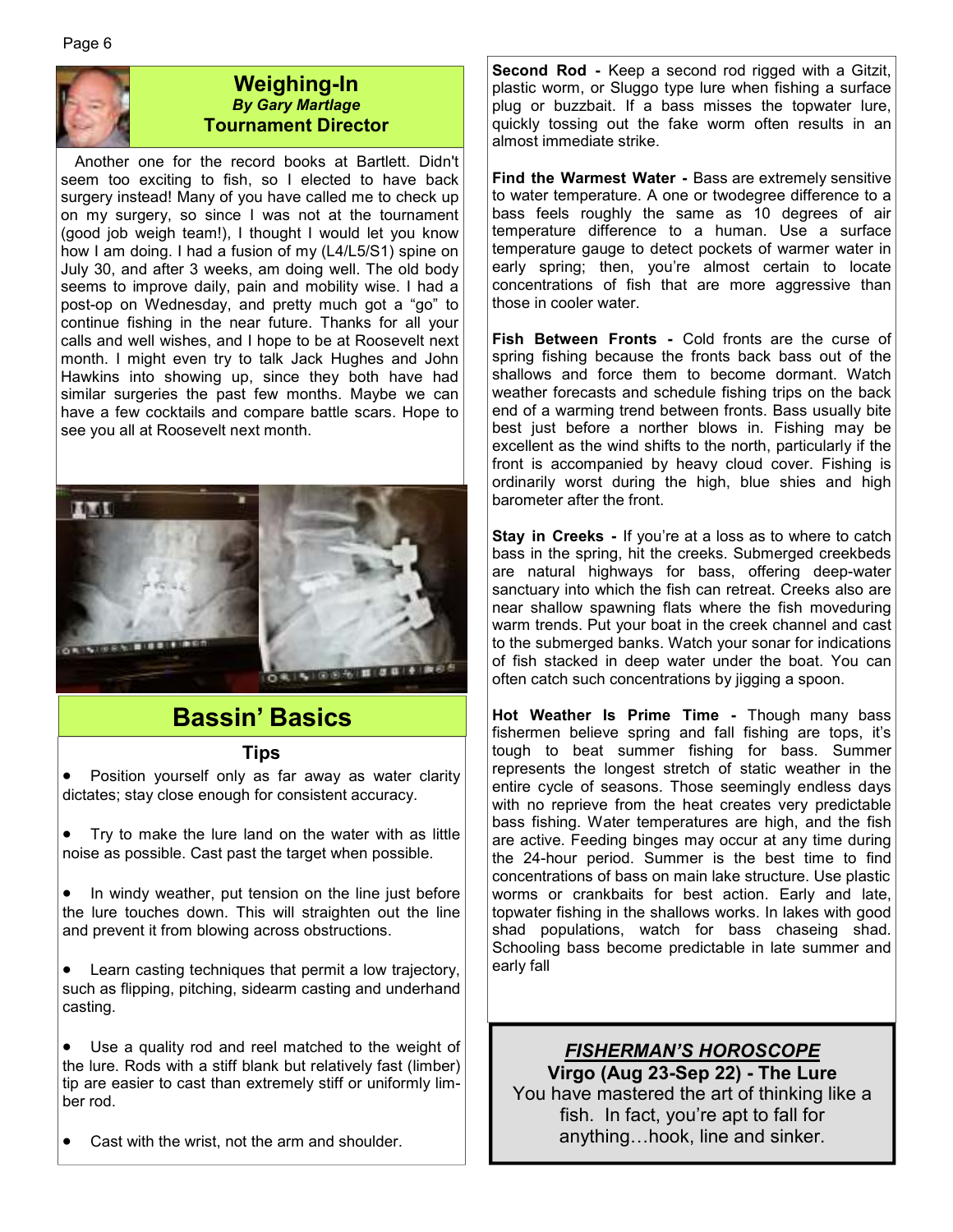## Weighing-In

***By Gary Martlage***

**Tournament Director**

Another one for the record books at Bartlett. Didn't seem too exciting to fish, so I elected to have back surgery instead! Many of you have called me to check up on my surgery, so since I was not at the tournament (good job weigh team!), I thought I would let you know how I am doing. I had a fusion of my (L4/L5/S1) spine on July 30, and after 3 weeks, am doing well. The old body seems to improve daily, pain and mobility wise. I had a post-op on Wednesday, and pretty much got a "go" to continue fishing in the near future. Thanks for all your calls and well wishes, and I hope to be at Roosevelt next month. I might even try to talk Jack Hughes and John Hawkins into showing up, since they both have had similar surgeries the past few months. Maybe we can have a few cocktails and compare battle scars. Hope to see you all at Roosevelt next month.

## Bassin' Basics

### Tips

- Position yourself only as far away as water clarity dictates; stay close enough for consistent accuracy.
- Try to make the lure land on the water with as little noise as possible. Cast past the target when possible.
- In windy weather, put tension on the line just before the lure touches down. This will straighten out the line and prevent it from blowing across obstructions.
- Learn casting techniques that permit a low trajectory, such as flipping, pitching, sidearm casting and underhand casting.
- Use a quality rod and reel matched to the weight of the lure. Rods with a stiff blank but relatively fast (limber) tip are easier to cast than extremely stiff or uniformly limber rod.
- Cast with the wrist, not the arm and shoulder.

**Second Rod -** Keep a second rod rigged with a Gitzit, plastic worm, or Sluggo type lure when fishing a surface plug or buzzbait. If a bass misses the topwater lure, quickly tossing out the fake worm often results in an almost immediate strike.

**Find the Warmest Water -** Bass are extremely sensitive to water temperature. A one or twodegree difference to a bass feels roughly the same as 10 degrees of air temperature difference to a human. Use a surface temperature gauge to detect pockets of warmer water in early spring; then, you're almost certain to locate concentrations of fish that are more aggressive than those in cooler water.

**Fish Between Fronts -** Cold fronts are the curse of spring fishing because the fronts back bass out of the shallows and force them to become dormant. Watch weather forecasts and schedule fishing trips on the back end of a warming trend between fronts. Bass usually bite best just before a norther blows in. Fishing may be excellent as the wind shifts to the north, particularly if the front is accompanied by heavy cloud cover. Fishing is ordinarily worst during the high, blue shies and high barometer after the front.

**Stay in Creeks -** If you're at a loss as to where to catch bass in the spring, hit the creeks. Submerged creekbeds are natural highways for bass, offering deep-water sanctuary into which the fish can retreat. Creeks also are near shallow spawning flats where the fish moveduring warm trends. Put your boat in the creek channel and cast to the submerged banks. Watch your sonar for indications of fish stacked in deep water under the boat. You can often catch such concentrations by jigging a spoon.

**Hot Weather Is Prime Time -** Though many bass fishermen believe spring and fall fishing are tops, it's tough to beat summer fishing for bass. Summer represents the longest stretch of static weather in the entire cycle of seasons. Those seemingly endless days with no reprieve from the heat creates very predictable bass fishing. Water temperatures are high, and the fish are active. Feeding binges may occur at any time during the 24-hour period. Summer is the best time to find concentrations of bass on main lake structure. Use plastic worms or crankbaits for best action. Early and late, topwater fishing in the shallows works. In lakes with good shad populations, watch for bass chaseing shad. Schooling bass become predictable in late summer and early fall

### *FISHERMAN'S HOROSCOPE*

**Virgo (Aug 23-Sep 22) - The Lure**

You have mastered the art of thinking like a fish. In fact, you're apt to fall for anything…hook, line and sinker.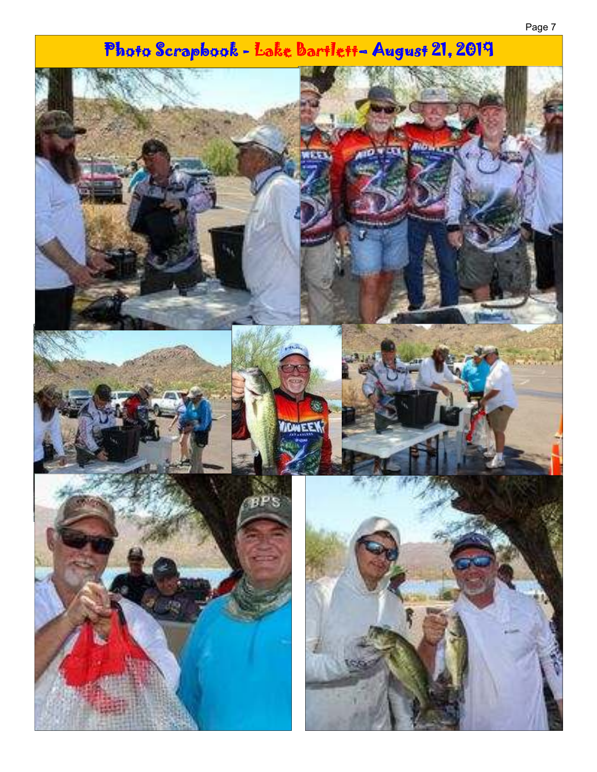# Photo Scrapbook - Lake Bartlett- August 21, 2019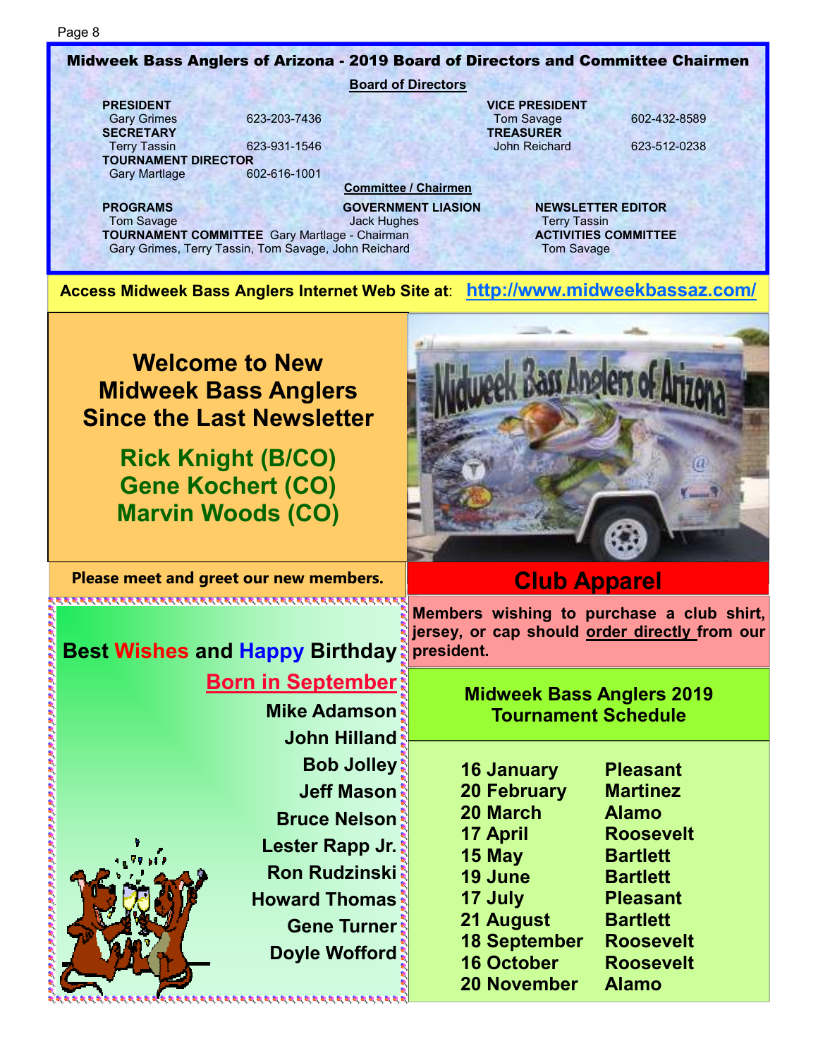## Midweek Bass Anglers of Arizona - 2019 Board of Directors and Committee Chairmen

### Board of Directors

**PRESIDENT**
Gary Grimes 623-203-7436

**VICE PRESIDENT**
Tom Savage 602-432-8589

**SECRETARY**
Terry Tassin 623-931-1546

**TREASURER**
John Reichard 623-512-0238

**TOURNAMENT DIRECTOR**
Gary Martlage 602-616-1001

### Committee / Chairmen

**PROGRAMS**
Tom Savage

**GOVERNMENT LIASION**
Jack Hughes

**NEWSLETTER EDITOR**
Terry Tassin

**TOURNAMENT COMMITTEE** Gary Martlage - Chairman
Gary Grimes, Terry Tassin, Tom Savage, John Reichard

**ACTIVITIES COMMITTEE**
Tom Savage

**Access Midweek Bass Anglers Internet Web Site at**: http://www.midweekbassaz.com/

## Welcome to New Midweek Bass Anglers Since the Last Newsletter

**Rick Knight (B/CO)**
**Gene Kochert (CO)**
**Marvin Woods (CO)**

**Please meet and greet our new members.**

## Club Apparel

**Members wishing to purchase a club shirt, jersey, or cap should order directly from our president.**

## Best Wishes and Happy Birthday

### Born in September

- Mike Adamson
- John Hilland
- Bob Jolley
- Jeff Mason
- Bruce Nelson
- Lester Rapp Jr.
- Ron Rudzinski
- Howard Thomas
- Gene Turner
- Doyle Wofford

## Midweek Bass Anglers 2019 Tournament Schedule

| | |
|---|---|
| 16 January | Pleasant |
| 20 February | Martinez |
| 20 March | Alamo |
| 17 April | Roosevelt |
| 15 May | Bartlett |
| 19 June | Bartlett |
| 17 July | Pleasant |
| 21 August | Bartlett |
| 18 September | Roosevelt |
| 16 October | Roosevelt |
| 20 November | Alamo |